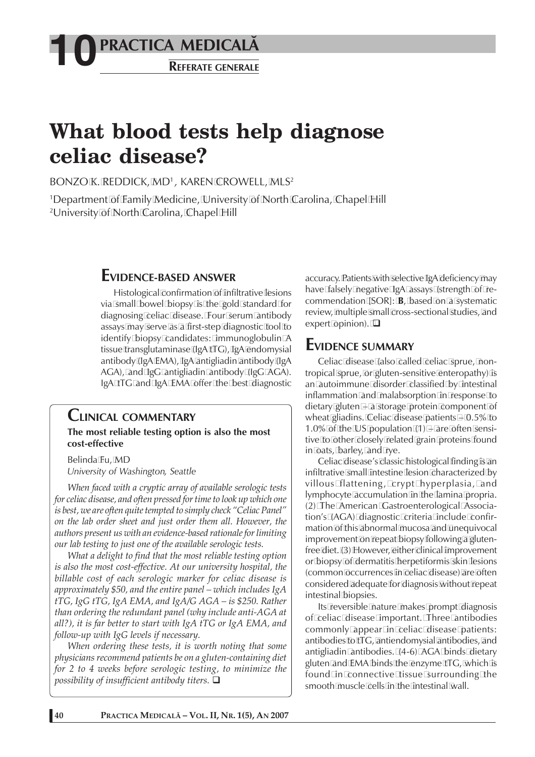# What blood tests help diagnose celiac disease?

BONZO K. REDDICK, MD[1], KAREN CROWELL, MLS[2]

[1]Department of Family Medicine, University of North Carolina, Chapel Hill
[2]University of North Carolina, Chapel Hill

## Evidence-based answer

Histological confirmation of infiltrative lesions via small bowel biopsy is the gold standard for diagnosing celiac disease. Four serum antibody assays may serve as a first-step diagnostic tool to identify biopsy candidates: immunoglobulin A tissue transglutaminase (IgA tTG), IgA endomysial antibody (IgA EMA), IgA antigliadin antibody (IgA AGA), and IgG antigliadin antibody (IgG AGA). IgA tTG and IgA EMA offer the best diagnostic accuracy. Patients with selective IgA deficiency may have falsely negative IgA assays (strength of recommendation [SOR]: **B**, based on a systematic review, multiple small cross-sectional studies, and expert opinion). ❑

## Clinical commentary

**The most reliable testing option is also the most cost-effective**

Belinda Fu, MD
*University of Washington, Seattle*

*When faced with a cryptic array of available serologic tests for celiac disease, and often pressed for time to look up which one is best, we are often quite tempted to simply check "Celiac Panel" on the lab order sheet and just order them all. However, the authors present us with an evidence-based rationale for limiting our lab testing to just one of the available serologic tests.*

*What a delight to find that the most reliable testing option is also the most cost-effective. At our university hospital, the billable cost of each serologic marker for celiac disease is approximately $50, and the entire panel – which includes IgA tTG, IgG tTG, IgA EMA, and IgA/G AGA – is $250. Rather than ordering the redundant panel (why include anti-AGA at all?), it is far better to start with IgA tTG or IgA EMA, and follow-up with IgG levels if necessary.*

*When ordering these tests, it is worth noting that some physicians recommend patients be on a gluten-containing diet for 2 to 4 weeks before serologic testing, to minimize the possibility of insufficient antibody titers.* ❑

## Evidence summary

Celiac disease (also called celiac sprue, nontropical sprue, or gluten-sensitive enteropathy) is an autoimmune disorder classified by intestinal inflammation and malabsorption in response to dietary gluten – a storage protein component of wheat gliadins. Celiac disease patients – 0.5% to 1.0% of the US population (1) – are often sensitive to other closely related grain proteins found in oats, barley, and rye.

Celiac disease's classic histological finding is an infiltrative small intestine lesion characterized by villous flattening, crypt hyperplasia, and lymphocyte accumulation in the lamina propria. (2) The American Gastroenterological Association's (AGA) diagnostic criteria include confirmation of this abnormal mucosa and unequivocal improvement on repeat biopsy following a gluten-free diet. (3) However, either clinical improvement or biopsy of dermatitis herpetiformis skin lesions (common occurrences in celiac disease) are often considered adequate for diagnosis without repeat intestinal biopsies.

Its reversible nature makes prompt diagnosis of celiac disease important. Three antibodies commonly appear in celiac disease patients: antibodies to tTG, antiendomysial antibodies, and antigliadin antibodies. (4-6) AGA binds dietary gluten and EMA binds the enzyme tTG, which is found in connective tissue surrounding the smooth muscle cells in the intestinal wall.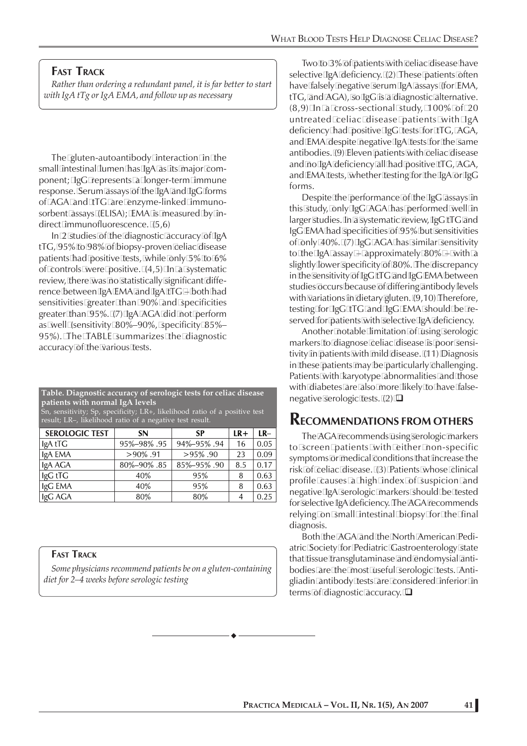**FAST TRACK**

*Rather than ordering a redundant panel, it is far better to start with IgA tTg or IgA EMA, and follow up as necessary*

The gluten-autoantibody interaction in the small intestinal lumen has IgA as its major component; IgG represents a longer-term immune response. Serum assays of the IgA and IgG forms of AGA and tTG are enzyme-linked immunosorbent assays (ELISA); EMA is measured by indirect immunofluorescence. (5,6)

In 2 studies of the diagnostic accuracy of IgA tTG, 95% to 98% of biopsy-proven celiac disease patients had positive tests, while only 5% to 6% of controls were positive. (4,5) In a systematic review, there was no statistically significant difference between IgA EMA and IgA tTG — both had sensitivities greater than 90% and specificities greater than 95%. (7) IgA AGA did not perform as well (sensitivity 80%–90%, specificity 85%–95%). The TABLE summarizes the diagnostic accuracy of the various tests.

**Table. Diagnostic accuracy of serologic tests for celiac disease patients with normal IgA levels**

Sn, sensitivity; Sp, specificity; LR+, likelihood ratio of a positive test result; LR–, likelihood ratio of a negative test result.

| SEROLOGIC TEST | SN | SP | LR+ | LR– |
|---|---|---|---|---|
| IgA tTG | 95%–98% .95 | 94%–95% .94 | 16 | 0.05 |
| IgA EMA | >90% .91 | >95% .90 | 23 | 0.09 |
| IgA AGA | 80%–90% .85 | 85%–95% .90 | 8.5 | 0.17 |
| IgG tTG | 40% | 95% | 8 | 0.63 |
| IgG EMA | 40% | 95% | 8 | 0.63 |
| IgG AGA | 80% | 80% | 4 | 0.25 |

**FAST TRACK**

*Some physicians recommend patients be on a gluten-containing diet for 2–4 weeks before serologic testing*

Two to 3% of patients with celiac disease have selective IgA deficiency. (2) These patients often have falsely negative serum IgA assays (for EMA, tTG, and AGA), so IgG is a diagnostic alternative. (8,9) In a cross-sectional study, 100% of 20 untreated celiac disease patients with IgA deficiency had positive IgG tests for tTG, AGA, and EMA despite negative IgA tests for the same antibodies. (9) Eleven patients with celiac disease and no IgA deficiency all had positive tTG, AGA, and EMA tests, whether testing for the IgA or IgG forms.

Despite the performance of the IgG assays in this study, only IgG AGA has performed well in larger studies. In a systematic review, IgG tTG and IgG EMA had specificities of 95% but sensitivities of only 40%. (7) IgG AGA has similar sensitivity to the IgA assay — approximately 80% — with a slightly lower specificity of 80%. The discrepancy in the sensitivity of IgG tTG and IgG EMA between studies occurs because of differing antibody levels with variations in dietary gluten. (9,10) Therefore, testing for IgG tTG and IgG EMA should be reserved for patients with selective IgA deficiency.

Another notable limitation of using serologic markers to diagnose celiac disease is poor sensitivity in patients with mild disease. (11) Diagnosis in these patients may be particularly challenging. Patients with karyotype abnormalities and those with diabetes are also more likely to have false-negative serologic tests. (2) ❑

## RECOMMENDATIONS FROM OTHERS

The AGA recommends using serologic markers to screen patients with either non-specific symptoms or medical conditions that increase the risk of celiac disease. (3) Patients whose clinical profile causes a high index of suspicion and negative IgA serologic markers should be tested for selective IgA deficiency. The AGA recommends relying on small intestinal biopsy for the final diagnosis.

Both the AGA and the North American Pediatric Society for Pediatric Gastroenterology state that tissue transglutaminase and endomysial antibodies are the most useful serologic tests. Antigliadin antibody tests are considered inferior in terms of diagnostic accuracy. ❑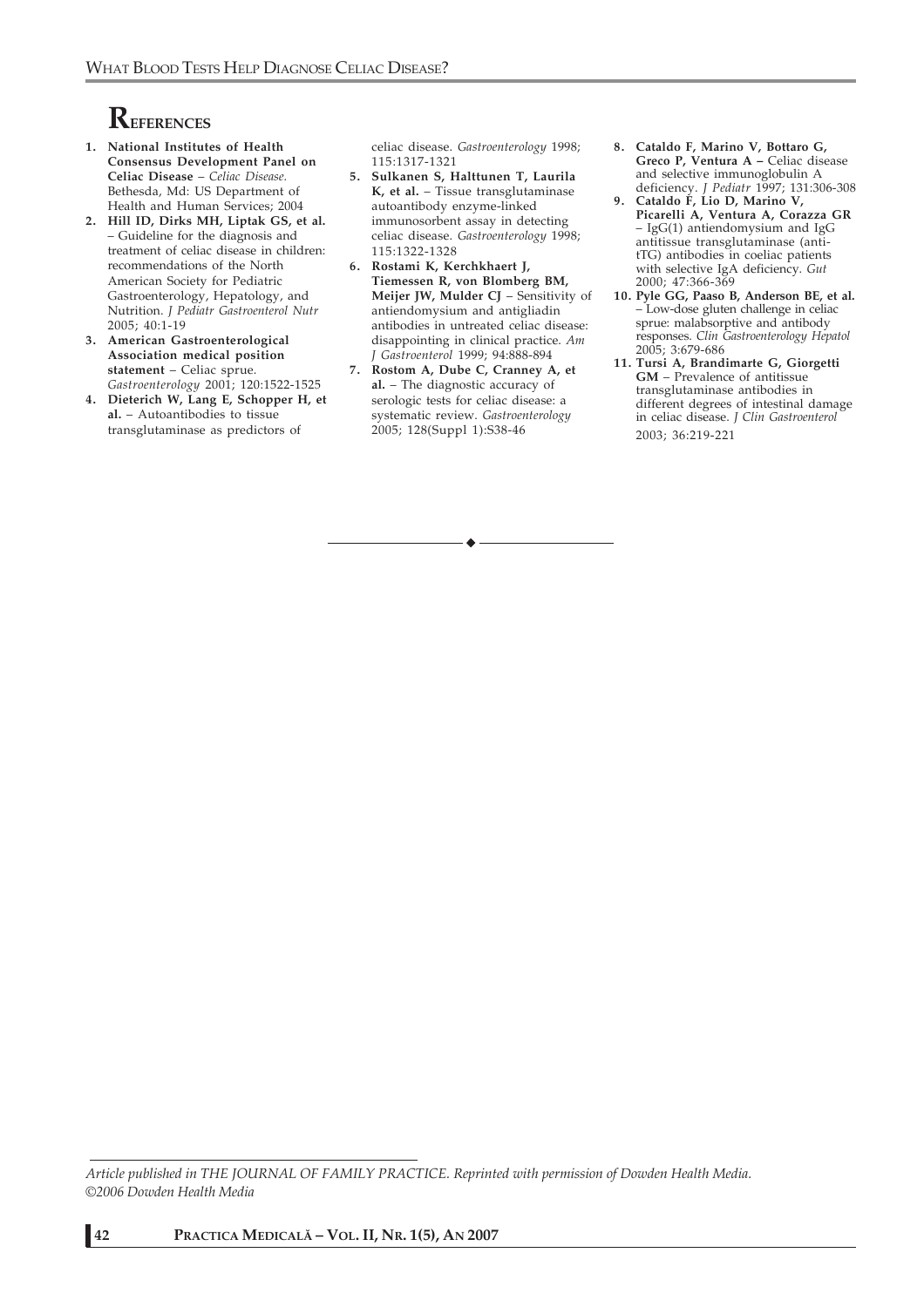# References

1. **National Institutes of Health Consensus Development Panel on Celiac Disease** – *Celiac Disease.* Bethesda, Md: US Department of Health and Human Services; 2004
2. **Hill ID, Dirks MH, Liptak GS, et al.** – Guideline for the diagnosis and treatment of celiac disease in children: recommendations of the North American Society for Pediatric Gastroenterology, Hepatology, and Nutrition. *J Pediatr Gastroenterol Nutr* 2005; 40:1-19
3. **American Gastroenterological Association medical position statement** – Celiac sprue. *Gastroenterology* 2001; 120:1522-1525
4. **Dieterich W, Lang E, Schopper H, et al.** – Autoantibodies to tissue transglutaminase as predictors of celiac disease. *Gastroenterology* 1998; 115:1317-1321
5. **Sulkanen S, Halttunen T, Laurila K, et al.** – Tissue transglutaminase autoantibody enzyme-linked immunosorbent assay in detecting celiac disease. *Gastroenterology* 1998; 115:1322-1328
6. **Rostami K, Kerchkhaert J, Tiemessen R, von Blomberg BM, Meijer JW, Mulder CJ** – Sensitivity of antiendomysium and antigliadin antibodies in untreated celiac disease: disappointing in clinical practice. *Am J Gastroenterol* 1999; 94:888-894
7. **Rostom A, Dube C, Cranney A, et al.** – The diagnostic accuracy of serologic tests for celiac disease: a systematic review. *Gastroenterology* 2005; 128(Suppl 1):S38-46
8. **Cataldo F, Marino V, Bottaro G, Greco P, Ventura A** – Celiac disease and selective immunoglobulin A deficiency. *J Pediatr* 1997; 131:306-308
9. **Cataldo F, Lio D, Marino V, Picarelli A, Ventura A, Corazza GR** – IgG(1) antiendomysium and IgG antitissue transglutaminase (anti-tTG) antibodies in coeliac patients with selective IgA deficiency. *Gut* 2000; 47:366-369
10. **Pyle GG, Paaso B, Anderson BE, et al.** – Low-dose gluten challenge in celiac sprue: malabsorptive and antibody responses. *Clin Gastroenterology Hepatol* 2005; 3:679-686
11. **Tursi A, Brandimarte G, Giorgetti GM** – Prevalence of antitissue transglutaminase antibodies in different degrees of intestinal damage in celiac disease. *J Clin Gastroenterol* 2003; 36:219-221

---

*Article published in THE JOURNAL OF FAMILY PRACTICE. Reprinted with permission of Dowden Health Media. ©2006 Dowden Health Media*